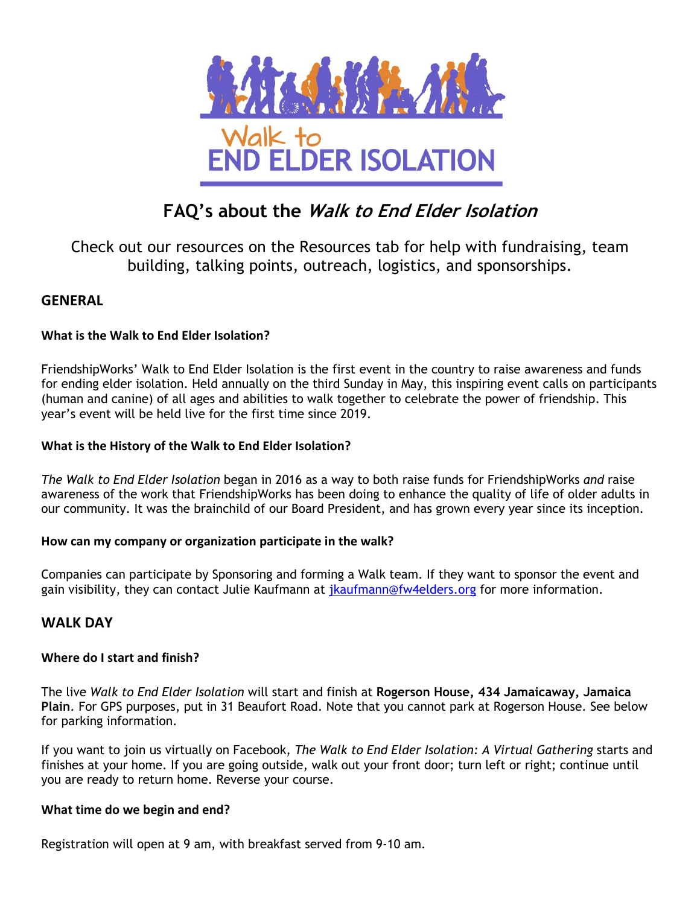Walk to
END ELDER ISOLATION

# FAQ's about the *Walk to End Elder Isolation*

Check out our resources on the Resources tab for help with fundraising, team building, talking points, outreach, logistics, and sponsorships.

## GENERAL

### What is the Walk to End Elder Isolation?

FriendshipWorks' Walk to End Elder Isolation is the first event in the country to raise awareness and funds for ending elder isolation. Held annually on the third Sunday in May, this inspiring event calls on participants (human and canine) of all ages and abilities to walk together to celebrate the power of friendship. This year's event will be held live for the first time since 2019.

### What is the History of the Walk to End Elder Isolation?

*The Walk to End Elder Isolation* began in 2016 as a way to both raise funds for FriendshipWorks *and* raise awareness of the work that FriendshipWorks has been doing to enhance the quality of life of older adults in our community. It was the brainchild of our Board President, and has grown every year since its inception.

### How can my company or organization participate in the walk?

Companies can participate by Sponsoring and forming a Walk team. If they want to sponsor the event and gain visibility, they can contact Julie Kaufmann at jkaufmann@fw4elders.org for more information.

## WALK DAY

### Where do I start and finish?

The live *Walk to End Elder Isolation* will start and finish at **Rogerson House, 434 Jamaicaway, Jamaica Plain**. For GPS purposes, put in 31 Beaufort Road. Note that you cannot park at Rogerson House. See below for parking information.

If you want to join us virtually on Facebook, *The Walk to End Elder Isolation: A Virtual Gathering* starts and finishes at your home. If you are going outside, walk out your front door; turn left or right; continue until you are ready to return home. Reverse your course.

### What time do we begin and end?

Registration will open at 9 am, with breakfast served from 9-10 am.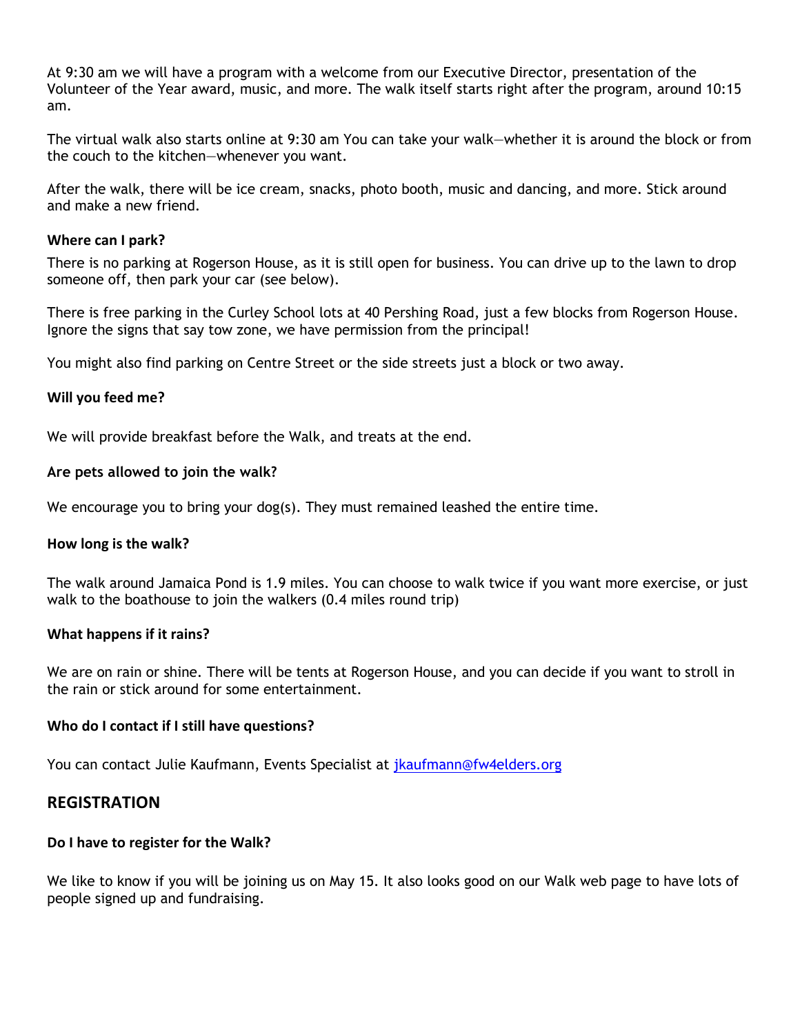At 9:30 am we will have a program with a welcome from our Executive Director, presentation of the Volunteer of the Year award, music, and more. The walk itself starts right after the program, around 10:15 am.

The virtual walk also starts online at 9:30 am You can take your walk—whether it is around the block or from the couch to the kitchen—whenever you want.

After the walk, there will be ice cream, snacks, photo booth, music and dancing, and more. Stick around and make a new friend.

**Where can I park?**

There is no parking at Rogerson House, as it is still open for business. You can drive up to the lawn to drop someone off, then park your car (see below).

There is free parking in the Curley School lots at 40 Pershing Road, just a few blocks from Rogerson House. Ignore the signs that say tow zone, we have permission from the principal!

You might also find parking on Centre Street or the side streets just a block or two away.

**Will you feed me?**

We will provide breakfast before the Walk, and treats at the end.

**Are pets allowed to join the walk?**

We encourage you to bring your dog(s). They must remained leashed the entire time.

**How long is the walk?**

The walk around Jamaica Pond is 1.9 miles. You can choose to walk twice if you want more exercise, or just walk to the boathouse to join the walkers (0.4 miles round trip)

**What happens if it rains?**

We are on rain or shine. There will be tents at Rogerson House, and you can decide if you want to stroll in the rain or stick around for some entertainment.

**Who do I contact if I still have questions?**

You can contact Julie Kaufmann, Events Specialist at [jkaufmann@fw4elders.org](mailto:jkaufmann@fw4elders.org)

## REGISTRATION

**Do I have to register for the Walk?**

We like to know if you will be joining us on May 15. It also looks good on our Walk web page to have lots of people signed up and fundraising.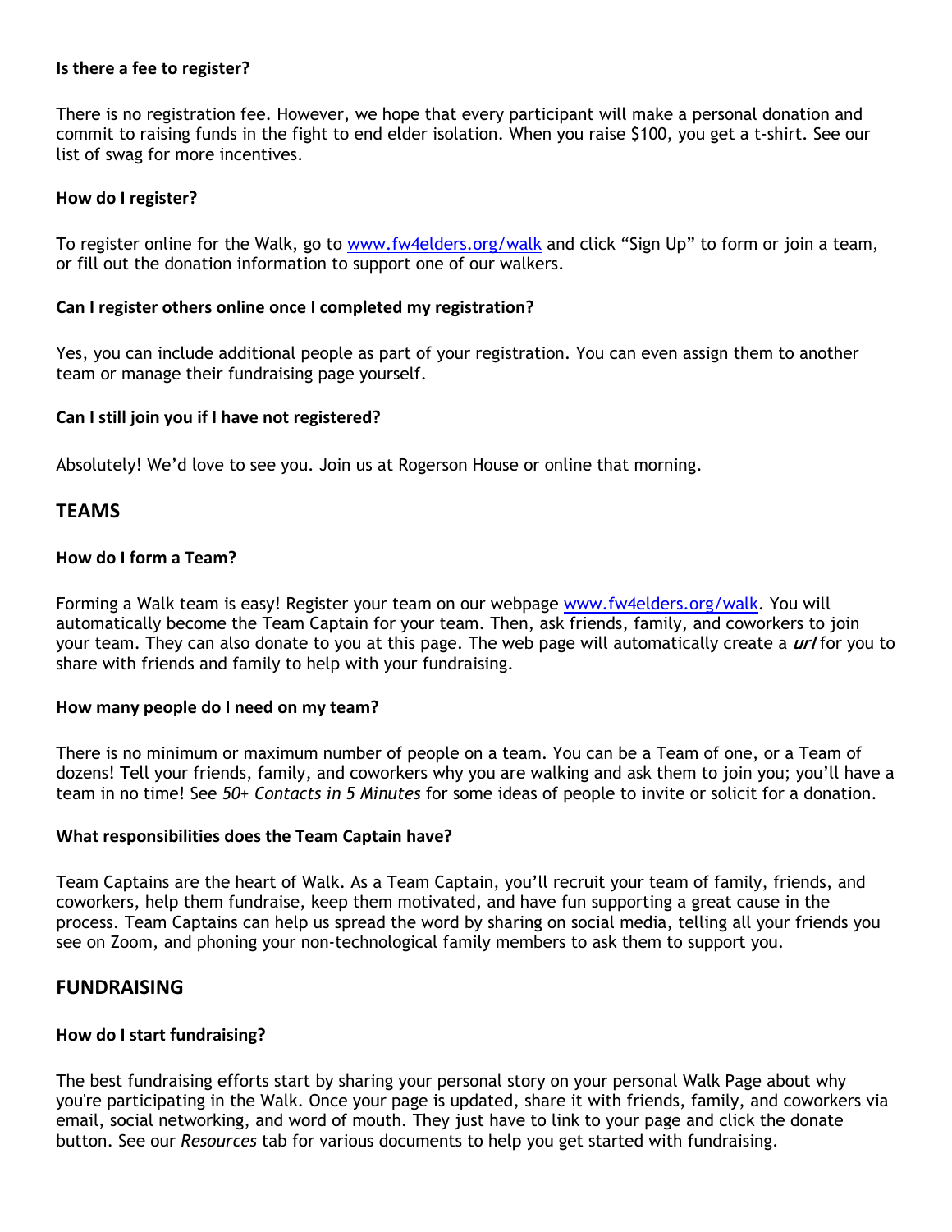**Is there a fee to register?**

There is no registration fee. However, we hope that every participant will make a personal donation and commit to raising funds in the fight to end elder isolation. When you raise $100, you get a t-shirt. See our list of swag for more incentives.

**How do I register?**

To register online for the Walk, go to www.fw4elders.org/walk and click "Sign Up" to form or join a team, or fill out the donation information to support one of our walkers.

**Can I register others online once I completed my registration?**

Yes, you can include additional people as part of your registration. You can even assign them to another team or manage their fundraising page yourself.

**Can I still join you if I have not registered?**

Absolutely! We'd love to see you. Join us at Rogerson House or online that morning.

## TEAMS

**How do I form a Team?**

Forming a Walk team is easy! Register your team on our webpage www.fw4elders.org/walk. You will automatically become the Team Captain for your team. Then, ask friends, family, and coworkers to join your team. They can also donate to you at this page. The web page will automatically create a ***url*** for you to share with friends and family to help with your fundraising.

**How many people do I need on my team?**

There is no minimum or maximum number of people on a team. You can be a Team of one, or a Team of dozens! Tell your friends, family, and coworkers why you are walking and ask them to join you; you'll have a team in no time! See *50+ Contacts in 5 Minutes* for some ideas of people to invite or solicit for a donation.

**What responsibilities does the Team Captain have?**

Team Captains are the heart of Walk. As a Team Captain, you'll recruit your team of family, friends, and coworkers, help them fundraise, keep them motivated, and have fun supporting a great cause in the process. Team Captains can help us spread the word by sharing on social media, telling all your friends you see on Zoom, and phoning your non-technological family members to ask them to support you.

## FUNDRAISING

**How do I start fundraising?**

The best fundraising efforts start by sharing your personal story on your personal Walk Page about why you're participating in the Walk. Once your page is updated, share it with friends, family, and coworkers via email, social networking, and word of mouth. They just have to link to your page and click the donate button. See our *Resources* tab for various documents to help you get started with fundraising.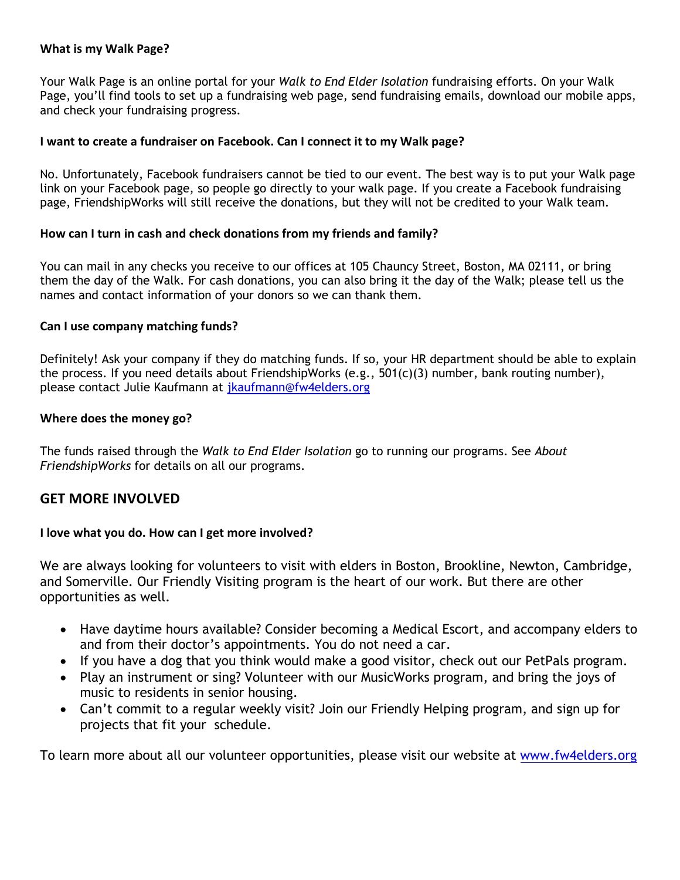**What is my Walk Page?**

Your Walk Page is an online portal for your *Walk to End Elder Isolation* fundraising efforts. On your Walk Page, you'll find tools to set up a fundraising web page, send fundraising emails, download our mobile apps, and check your fundraising progress.

**I want to create a fundraiser on Facebook. Can I connect it to my Walk page?**

No. Unfortunately, Facebook fundraisers cannot be tied to our event. The best way is to put your Walk page link on your Facebook page, so people go directly to your walk page. If you create a Facebook fundraising page, FriendshipWorks will still receive the donations, but they will not be credited to your Walk team.

**How can I turn in cash and check donations from my friends and family?**

You can mail in any checks you receive to our offices at 105 Chauncy Street, Boston, MA 02111, or bring them the day of the Walk. For cash donations, you can also bring it the day of the Walk; please tell us the names and contact information of your donors so we can thank them.

**Can I use company matching funds?**

Definitely! Ask your company if they do matching funds. If so, your HR department should be able to explain the process. If you need details about FriendshipWorks (e.g., 501(c)(3) number, bank routing number), please contact Julie Kaufmann at [jkaufmann@fw4elders.org](mailto:jkaufmann@fw4elders.org)

**Where does the money go?**

The funds raised through the *Walk to End Elder Isolation* go to running our programs. See *About FriendshipWorks* for details on all our programs.

## GET MORE INVOLVED

**I love what you do. How can I get more involved?**

We are always looking for volunteers to visit with elders in Boston, Brookline, Newton, Cambridge, and Somerville. Our Friendly Visiting program is the heart of our work. But there are other opportunities as well.

- Have daytime hours available? Consider becoming a Medical Escort, and accompany elders to and from their doctor's appointments. You do not need a car.
- If you have a dog that you think would make a good visitor, check out our PetPals program.
- Play an instrument or sing? Volunteer with our MusicWorks program, and bring the joys of music to residents in senior housing.
- Can't commit to a regular weekly visit? Join our Friendly Helping program, and sign up for projects that fit your schedule.

To learn more about all our volunteer opportunities, please visit our website at [www.fw4elders.org](http://www.fw4elders.org)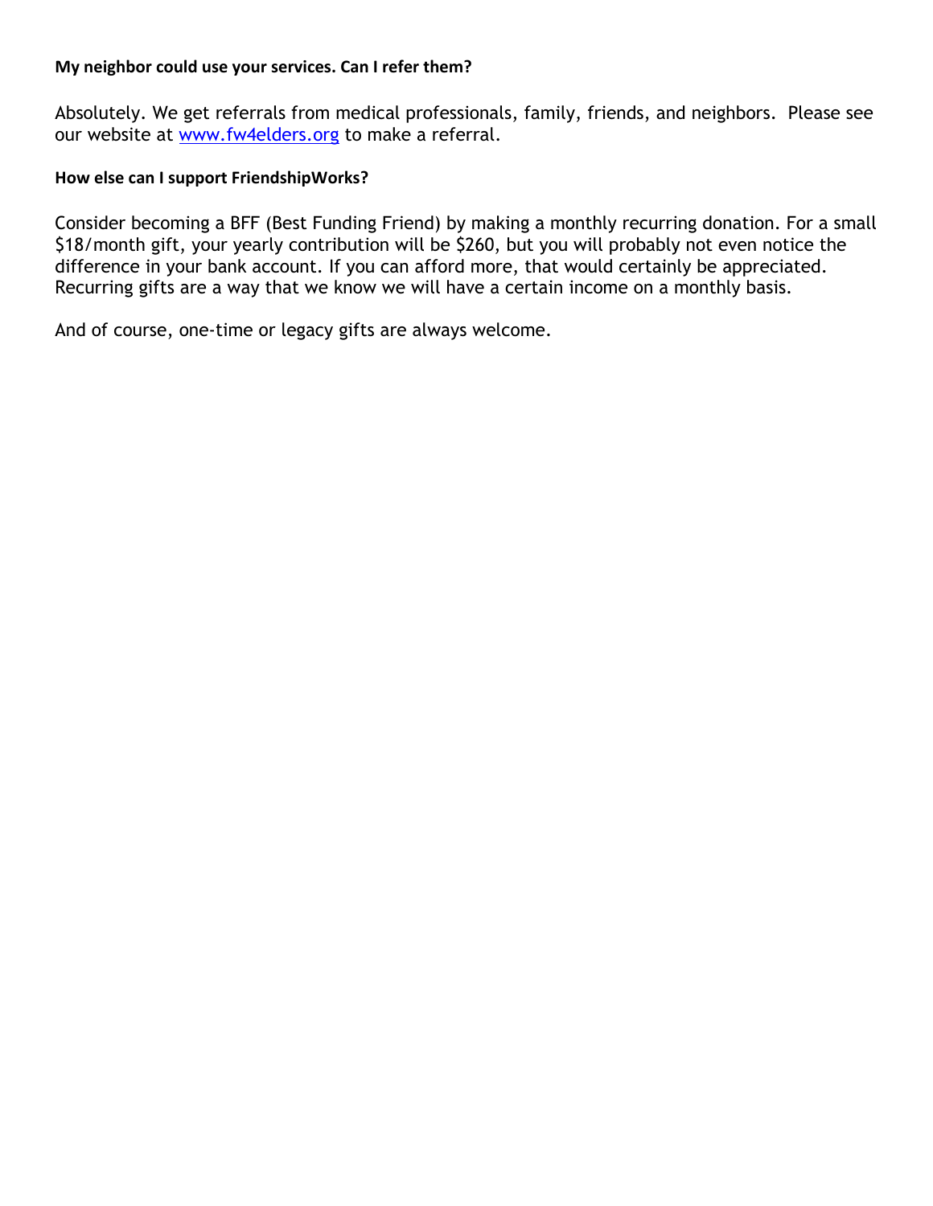**My neighbor could use your services. Can I refer them?**

Absolutely. We get referrals from medical professionals, family, friends, and neighbors. Please see our website at [www.fw4elders.org](http://www.fw4elders.org) to make a referral.

**How else can I support FriendshipWorks?**

Consider becoming a BFF (Best Funding Friend) by making a monthly recurring donation. For a small $18/month gift, your yearly contribution will be $260, but you will probably not even notice the difference in your bank account. If you can afford more, that would certainly be appreciated. Recurring gifts are a way that we know we will have a certain income on a monthly basis.

And of course, one-time or legacy gifts are always welcome.